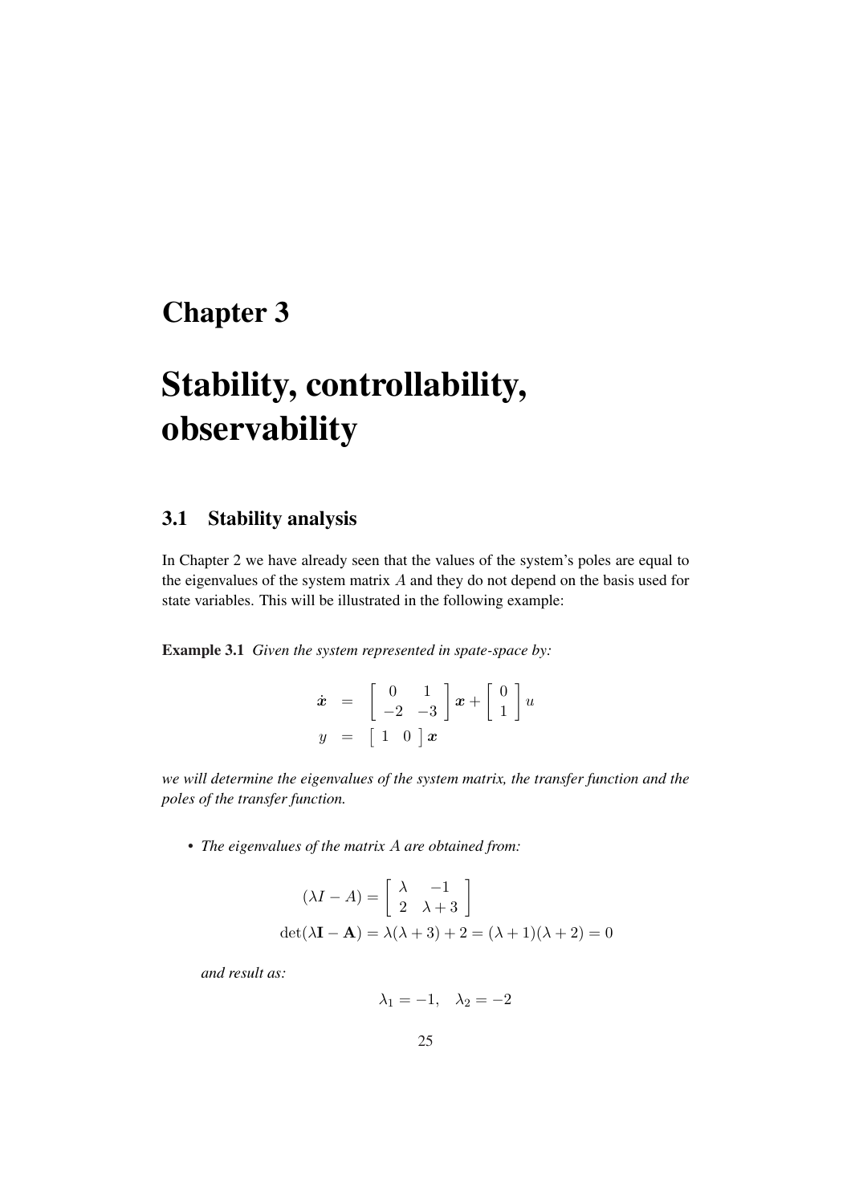# Chapter 3

# Stability, controllability, observability

## 3.1 Stability analysis

In Chapter 2 we have already seen that the values of the system's poles are equal to the eigenvalues of the system matrix $A$ and they do not depend on the basis used for state variables. This will be illustrated in the following example:

**Example 3.1** *Given the system represented in spate-space by:*

$$
\begin{aligned}
\dot{\boldsymbol{x}} &= \begin{bmatrix} 0 & 1 \\ -2 & -3 \end{bmatrix} \boldsymbol{x} + \begin{bmatrix} 0 \\ 1 \end{bmatrix} u \\
y &= \begin{bmatrix} 1 & 0 \end{bmatrix} \boldsymbol{x}
\end{aligned}
$$

*we will determine the eigenvalues of the system matrix, the transfer function and the poles of the transfer function.*

- *The eigenvalues of the matrix $A$ are obtained from:*

$$
(\lambda I - A) = \begin{bmatrix} \lambda & -1 \\ 2 & \lambda + 3 \end{bmatrix}
$$

$$
\det(\lambda \mathbf{I} - \mathbf{A}) = \lambda(\lambda + 3) + 2 = (\lambda + 1)(\lambda + 2) = 0
$$

*and result as:*

$$
\lambda_1 = -1, \quad \lambda_2 = -2
$$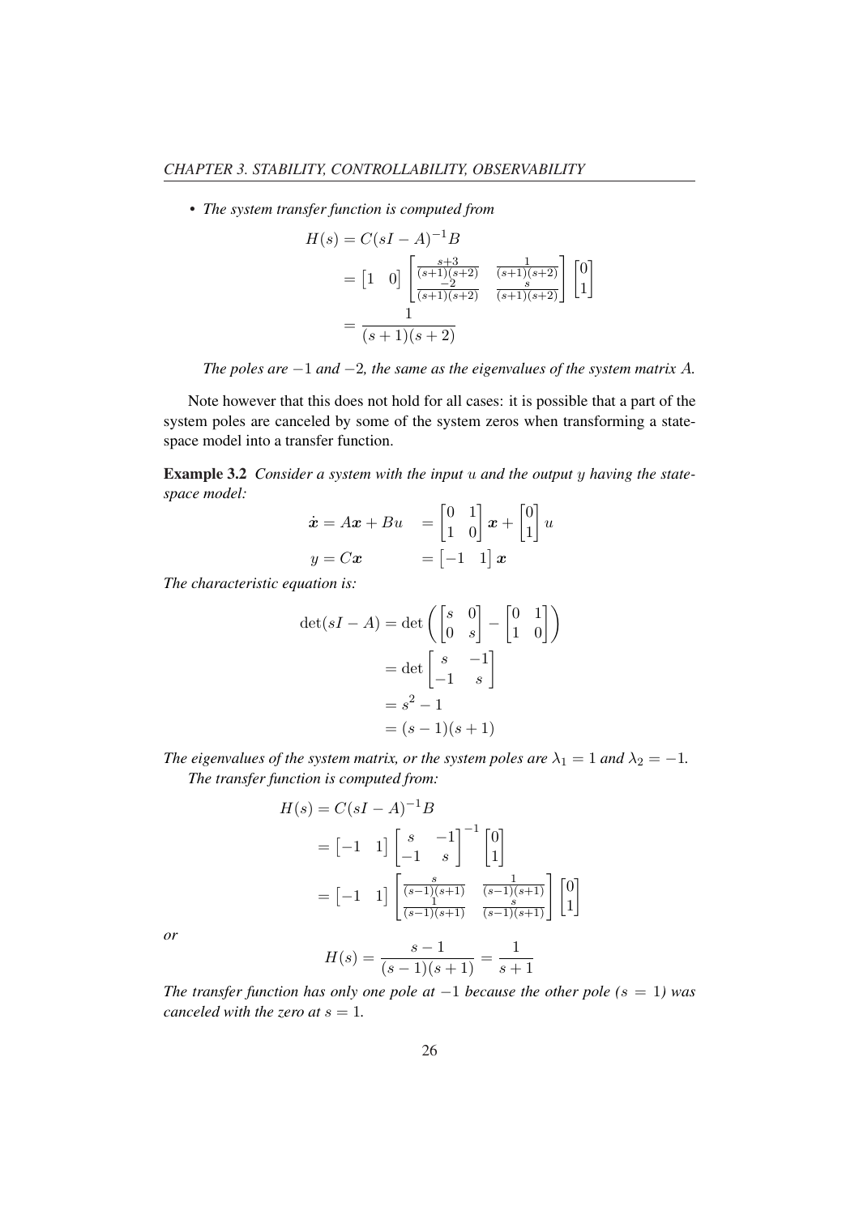- *The system transfer function is computed from*

$$
\begin{aligned}
H(s) &= C(sI-A)^{-1}B \\
&= \begin{bmatrix} 1 & 0 \end{bmatrix} \begin{bmatrix} \frac{s+3}{(s+1)(s+2)} & \frac{1}{(s+1)(s+2)} \\ \frac{-2}{(s+1)(s+2)} & \frac{s}{(s+1)(s+2)} \end{bmatrix} \begin{bmatrix} 0 \\ 1 \end{bmatrix} \\
&= \frac{1}{(s+1)(s+2)}
\end{aligned}
$$

*The poles are $-1$ and $-2$, the same as the eigenvalues of the system matrix $A$.*

Note however that this does not hold for all cases: it is possible that a part of the system poles are canceled by some of the system zeros when transforming a state-space model into a transfer function.

**Example 3.2** *Consider a system with the input $u$ and the output $y$ having the state-space model:*

$$
\begin{aligned}
\dot{\boldsymbol{x}} = A\boldsymbol{x} + Bu \quad &= \begin{bmatrix} 0 & 1 \\ 1 & 0 \end{bmatrix} \boldsymbol{x} + \begin{bmatrix} 0 \\ 1 \end{bmatrix} u \\
y = C\boldsymbol{x} \quad &= \begin{bmatrix} -1 & 1 \end{bmatrix} \boldsymbol{x}
\end{aligned}
$$

*The characteristic equation is:*

$$
\begin{aligned}
\det(sI-A) &= \det\left( \begin{bmatrix} s & 0 \\ 0 & s \end{bmatrix} - \begin{bmatrix} 0 & 1 \\ 1 & 0 \end{bmatrix} \right) \\
&= \det \begin{bmatrix} s & -1 \\ -1 & s \end{bmatrix} \\
&= s^2 - 1 \\
&= (s-1)(s+1)
\end{aligned}
$$

*The eigenvalues of the system matrix, or the system poles are $\lambda_1 = 1$ and $\lambda_2 = -1$.*

*The transfer function is computed from:*

$$
\begin{aligned}
H(s) &= C(sI-A)^{-1}B \\
&= \begin{bmatrix} -1 & 1 \end{bmatrix} \begin{bmatrix} s & -1 \\ -1 & s \end{bmatrix}^{-1} \begin{bmatrix} 0 \\ 1 \end{bmatrix} \\
&= \begin{bmatrix} -1 & 1 \end{bmatrix} \begin{bmatrix} \frac{s}{(s-1)(s+1)} & \frac{1}{(s-1)(s+1)} \\ \frac{1}{(s-1)(s+1)} & \frac{s}{(s-1)(s+1)} \end{bmatrix} \begin{bmatrix} 0 \\ 1 \end{bmatrix}
\end{aligned}
$$

*or*

$$
H(s) = \frac{s-1}{(s-1)(s+1)} = \frac{1}{s+1}
$$

*The transfer function has only one pole at $-1$ because the other pole ($s = 1$) was canceled with the zero at $s = 1$.*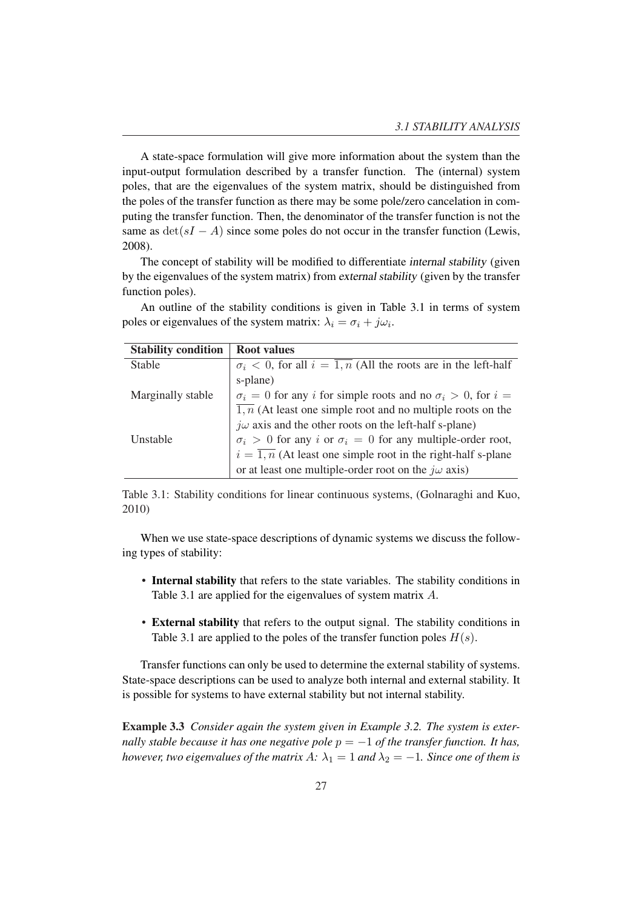A state-space formulation will give more information about the system than the input-output formulation described by a transfer function. The (internal) system poles, that are the eigenvalues of the system matrix, should be distinguished from the poles of the transfer function as there may be some pole/zero cancelation in computing the transfer function. Then, the denominator of the transfer function is not the same as $\det(sI - A)$ since some poles do not occur in the transfer function (Lewis, 2008).

The concept of stability will be modified to differentiate *internal stability* (given by the eigenvalues of the system matrix) from *external stability* (given by the transfer function poles).

An outline of the stability conditions is given in Table 3.1 in terms of system poles or eigenvalues of the system matrix: $\lambda_i = \sigma_i + j\omega_i$.

| **Stability condition** | **Root values** |
|---|---|
| Stable | $\sigma_i < 0$, for all $i = \overline{1,n}$ (All the roots are in the left-half s-plane) |
| Marginally stable | $\sigma_i = 0$ for any $i$ for simple roots and no $\sigma_i > 0$, for $i = \overline{1,n}$ (At least one simple root and no multiple roots on the $j\omega$ axis and the other roots on the left-half s-plane) |
| Unstable | $\sigma_i > 0$ for any $i$ or $\sigma_i = 0$ for any multiple-order root, $i = \overline{1,n}$ (At least one simple root in the right-half s-plane or at least one multiple-order root on the $j\omega$ axis) |

Table 3.1: Stability conditions for linear continuous systems, (Golnaraghi and Kuo, 2010)

When we use state-space descriptions of dynamic systems we discuss the following types of stability:

- **Internal stability** that refers to the state variables. The stability conditions in Table 3.1 are applied for the eigenvalues of system matrix $A$.
- **External stability** that refers to the output signal. The stability conditions in Table 3.1 are applied to the poles of the transfer function poles $H(s)$.

Transfer functions can only be used to determine the external stability of systems. State-space descriptions can be used to analyze both internal and external stability. It is possible for systems to have external stability but not internal stability.

**Example 3.3** *Consider again the system given in Example 3.2. The system is externally stable because it has one negative pole $p = -1$ of the transfer function. It has, however, two eigenvalues of the matrix $A$: $\lambda_1 = 1$ and $\lambda_2 = -1$. Since one of them is*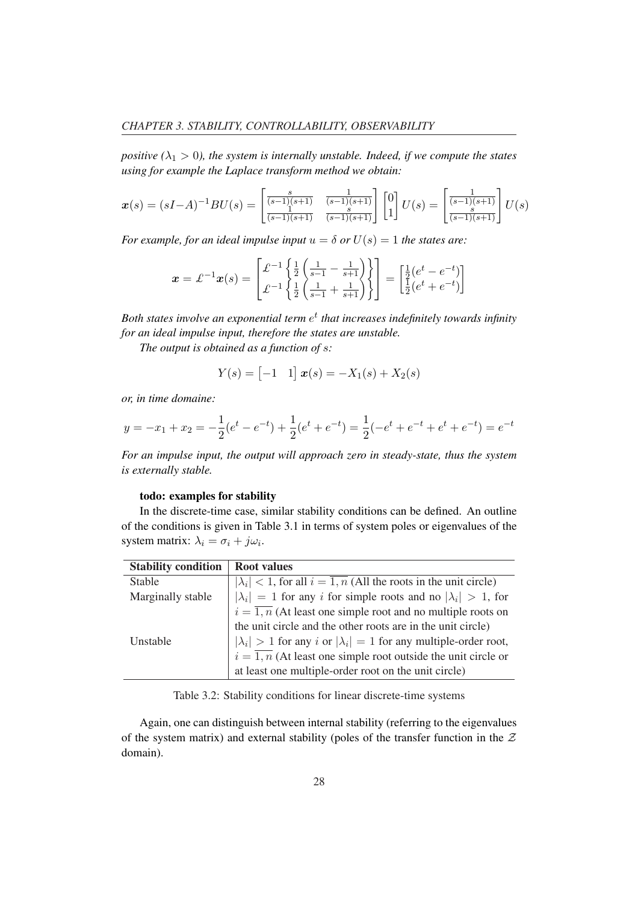*positive ($\lambda_1 > 0$), the system is internally unstable. Indeed, if we compute the states using for example the Laplace transform method we obtain:*

$$\boldsymbol{x}(s) = (sI-A)^{-1}BU(s) = \begin{bmatrix} \frac{s}{(s-1)(s+1)} & \frac{1}{(s-1)(s+1)} \\ \frac{1}{(s-1)(s+1)} & \frac{s}{(s-1)(s+1)} \end{bmatrix} \begin{bmatrix} 0 \\ 1 \end{bmatrix} U(s) = \begin{bmatrix} \frac{1}{(s-1)(s+1)} \\ \frac{s}{(s-1)(s+1)} \end{bmatrix} U(s)$$

*For example, for an ideal impulse input $u = \delta$ or $U(s) = 1$ the states are:*

$$\boldsymbol{x} = \mathcal{L}^{-1}\boldsymbol{x}(s) = \begin{bmatrix} \mathcal{L}^{-1}\left\{\frac{1}{2}\left(\frac{1}{s-1} - \frac{1}{s+1}\right)\right\} \\ \mathcal{L}^{-1}\left\{\frac{1}{2}\left(\frac{1}{s-1} + \frac{1}{s+1}\right)\right\} \end{bmatrix} = \begin{bmatrix} \frac{1}{2}(e^t - e^{-t}) \\ \frac{1}{2}(e^t + e^{-t}) \end{bmatrix}$$

*Both states involve an exponential term $e^t$ that increases indefinitely towards infinity for an ideal impulse input, therefore the states are unstable.*

*The output is obtained as a function of $s$:*

$$Y(s) = \begin{bmatrix} -1 & 1 \end{bmatrix} \boldsymbol{x}(s) = -X_1(s) + X_2(s)$$

*or, in time domaine:*

$$y = -x_1 + x_2 = -\frac{1}{2}(e^t - e^{-t}) + \frac{1}{2}(e^t + e^{-t}) = \frac{1}{2}(-e^t + e^{-t} + e^t + e^{-t}) = e^{-t}$$

*For an impulse input, the output will approach zero in steady-state, thus the system is externally stable.*

**todo: examples for stability**

In the discrete-time case, similar stability conditions can be defined. An outline of the conditions is given in Table 3.1 in terms of system poles or eigenvalues of the system matrix: $\lambda_i = \sigma_i + j\omega_i$.

| Stability condition | Root values |
|---|---|
| Stable | $\lvert\lambda_i\rvert < 1$, for all $i = \overline{1,n}$ (All the roots in the unit circle) |
| Marginally stable | $\lvert\lambda_i\rvert = 1$ for any $i$ for simple roots and no $\lvert\lambda_i\rvert > 1$, for $i = \overline{1,n}$ (At least one simple root and no multiple roots on the unit circle and the other roots are in the unit circle) |
| Unstable | $\lvert\lambda_i\rvert > 1$ for any $i$ or $\lvert\lambda_i\rvert = 1$ for any multiple-order root, $i = \overline{1,n}$ (At least one simple root outside the unit circle or at least one multiple-order root on the unit circle) |

Table 3.2: Stability conditions for linear discrete-time systems

Again, one can distinguish between internal stability (referring to the eigenvalues of the system matrix) and external stability (poles of the transfer function in the $\mathcal{Z}$ domain).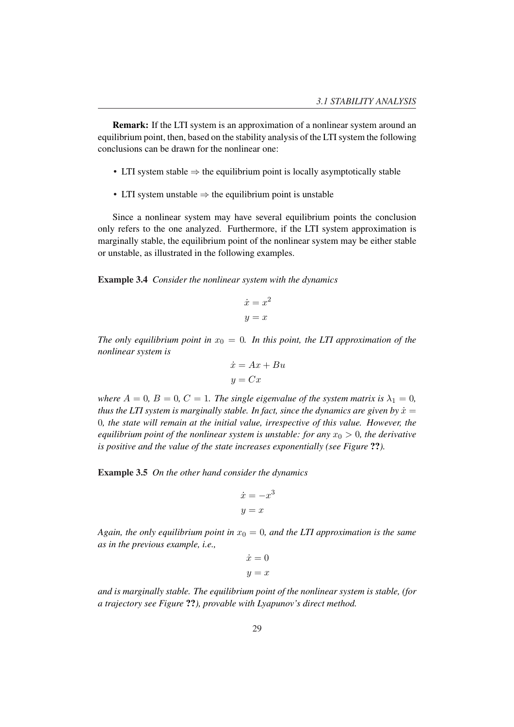**Remark:** If the LTI system is an approximation of a nonlinear system around an equilibrium point, then, based on the stability analysis of the LTI system the following conclusions can be drawn for the nonlinear one:

- LTI system stable $\Rightarrow$ the equilibrium point is locally asymptotically stable
- LTI system unstable $\Rightarrow$ the equilibrium point is unstable

Since a nonlinear system may have several equilibrium points the conclusion only refers to the one analyzed. Furthermore, if the LTI system approximation is marginally stable, the equilibrium point of the nonlinear system may be either stable or unstable, as illustrated in the following examples.

**Example 3.4** *Consider the nonlinear system with the dynamics*

$$\dot{x} = x^2$$
$$y = x$$

*The only equilibrium point in $x_0 = 0$. In this point, the LTI approximation of the nonlinear system is*

$$\dot{x} = Ax + Bu$$
$$y = Cx$$

*where $A = 0$, $B = 0$, $C = 1$. The single eigenvalue of the system matrix is $\lambda_1 = 0$, thus the LTI system is marginally stable. In fact, since the dynamics are given by $\dot{x} = 0$, the state will remain at the initial value, irrespective of this value. However, the equilibrium point of the nonlinear system is unstable: for any $x_0 > 0$, the derivative is positive and the value of the state increases exponentially (see Figure **??**).*

**Example 3.5** *On the other hand consider the dynamics*

$$\dot{x} = -x^3$$
$$y = x$$

*Again, the only equilibrium point in $x_0 = 0$, and the LTI approximation is the same as in the previous example, i.e.,*

$$\dot{x} = 0$$
$$y = x$$

*and is marginally stable. The equilibrium point of the nonlinear system is stable, (for a trajectory see Figure **??**), provable with Lyapunov's direct method.*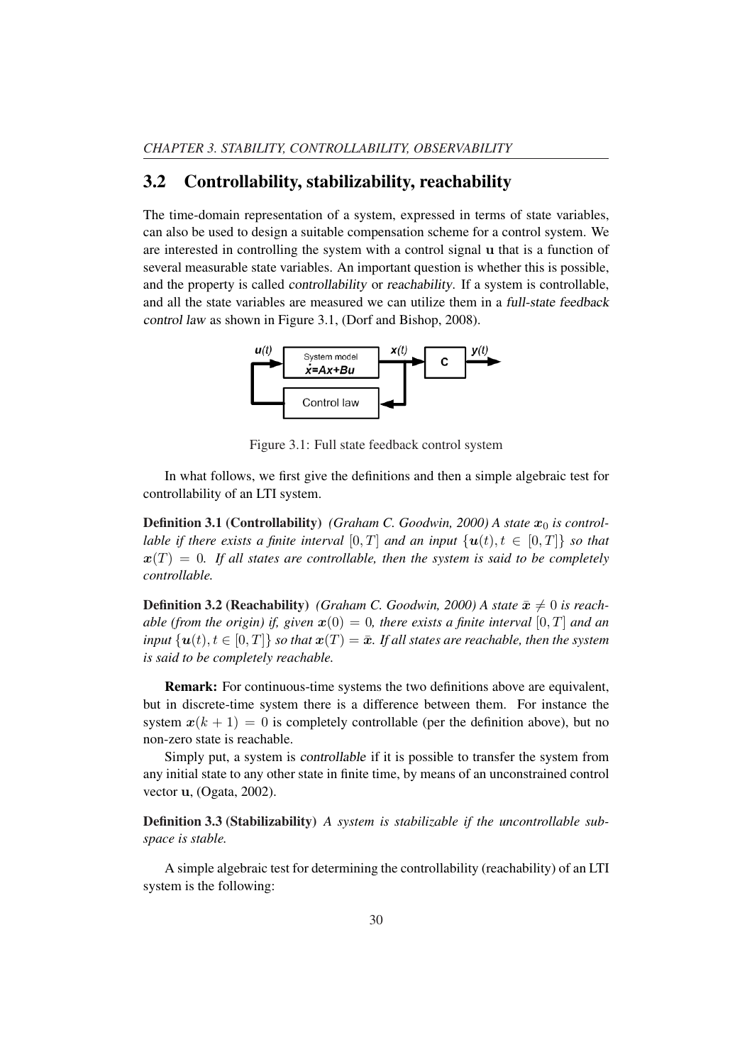## 3.2 Controllability, stabilizability, reachability

The time-domain representation of a system, expressed in terms of state variables, can also be used to design a suitable compensation scheme for a control system. We are interested in controlling the system with a control signal $\mathbf{u}$ that is a function of several measurable state variables. An important question is whether this is possible, and the property is called *controllability* or *reachability*. If a system is controllable, and all the state variables are measured we can utilize them in a *full-state feedback control law* as shown in Figure 3.1, (Dorf and Bishop, 2008).

Figure 3.1: Full state feedback control system

In what follows, we first give the definitions and then a simple algebraic test for controllability of an LTI system.

**Definition 3.1 (Controllability)** *(Graham C. Goodwin, 2000) A state $\boldsymbol{x}_0$ is controllable if there exists a finite interval $[0, T]$ and an input $\{\boldsymbol{u}(t), t \in [0, T]\}$ so that $\boldsymbol{x}(T) = 0$. If all states are controllable, then the system is said to be completely controllable.*

**Definition 3.2 (Reachability)** *(Graham C. Goodwin, 2000) A state $\bar{\boldsymbol{x}} \neq 0$ is reachable (from the origin) if, given $\boldsymbol{x}(0) = 0$, there exists a finite interval $[0, T]$ and an input $\{\boldsymbol{u}(t), t \in [0, T]\}$ so that $\boldsymbol{x}(T) = \bar{\boldsymbol{x}}$. If all states are reachable, then the system is said to be completely reachable.*

**Remark:** For continuous-time systems the two definitions above are equivalent, but in discrete-time system there is a difference between them. For instance the system $\boldsymbol{x}(k+1) = 0$ is completely controllable (per the definition above), but no non-zero state is reachable.

Simply put, a system is *controllable* if it is possible to transfer the system from any initial state to any other state in finite time, by means of an unconstrained control vector $\mathbf{u}$, (Ogata, 2002).

**Definition 3.3 (Stabilizability)** *A system is stabilizable if the uncontrollable subspace is stable.*

A simple algebraic test for determining the controllability (reachability) of an LTI system is the following: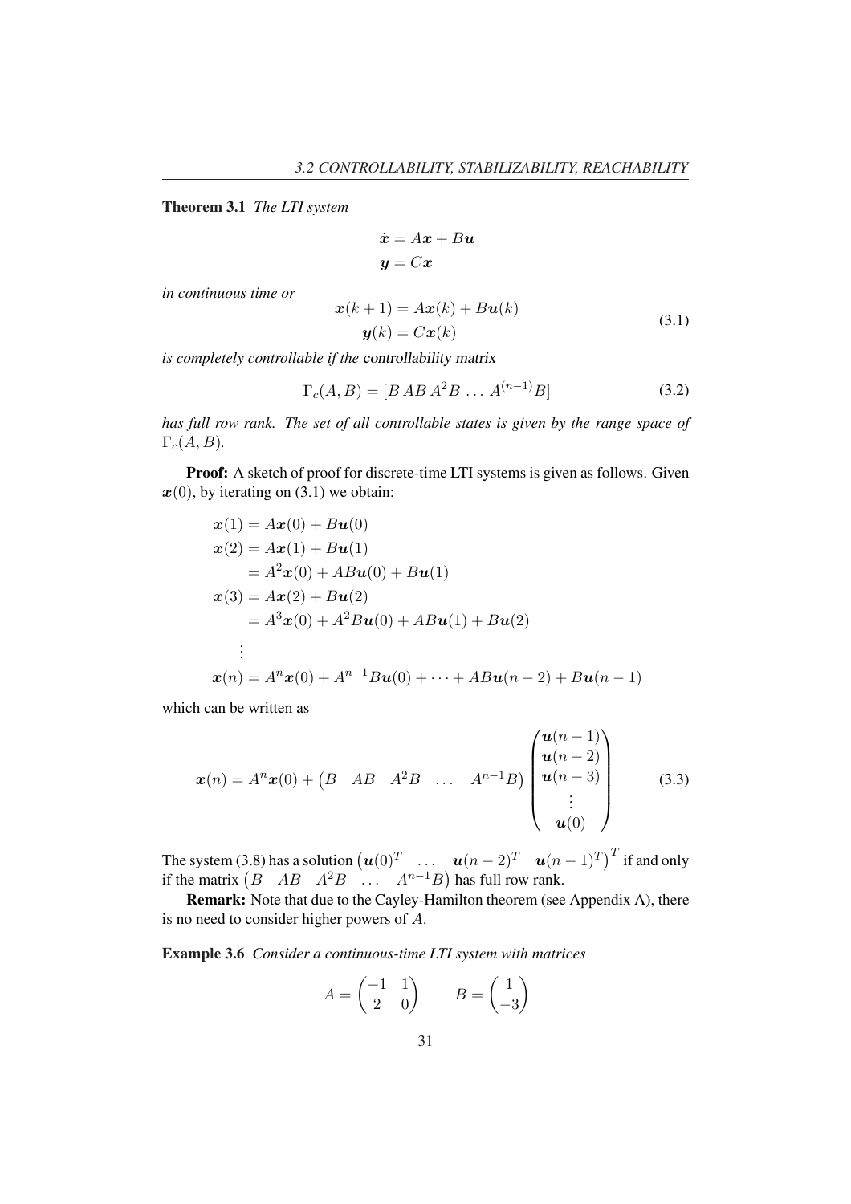**Theorem 3.1** *The LTI system*

$$\dot{\boldsymbol{x}} = A\boldsymbol{x} + B\boldsymbol{u}$$
$$\boldsymbol{y} = C\boldsymbol{x}$$

*in continuous time or*

$$\begin{aligned} \boldsymbol{x}(k+1) &= A\boldsymbol{x}(k) + B\boldsymbol{u}(k) \\ \boldsymbol{y}(k) &= C\boldsymbol{x}(k) \end{aligned} \tag{3.1}$$

*is completely controllable if the* controllability matrix

$$\Gamma_c(A, B) = [B\, AB\, A^2B\, \ldots\, A^{(n-1)}B] \tag{3.2}$$

*has full row rank. The set of all controllable states is given by the range space of* $\Gamma_c(A, B)$*.*

**Proof:** A sketch of proof for discrete-time LTI systems is given as follows. Given $\boldsymbol{x}(0)$, by iterating on (3.1) we obtain:

$$\begin{aligned}
\boldsymbol{x}(1) &= A\boldsymbol{x}(0) + B\boldsymbol{u}(0) \\
\boldsymbol{x}(2) &= A\boldsymbol{x}(1) + B\boldsymbol{u}(1) \\
&= A^2\boldsymbol{x}(0) + AB\boldsymbol{u}(0) + B\boldsymbol{u}(1) \\
\boldsymbol{x}(3) &= A\boldsymbol{x}(2) + B\boldsymbol{u}(2) \\
&= A^3\boldsymbol{x}(0) + A^2B\boldsymbol{u}(0) + AB\boldsymbol{u}(1) + B\boldsymbol{u}(2) \\
&\vdots \\
\boldsymbol{x}(n) &= A^n\boldsymbol{x}(0) + A^{n-1}B\boldsymbol{u}(0) + \cdots + AB\boldsymbol{u}(n-2) + B\boldsymbol{u}(n-1)
\end{aligned}$$

which can be written as

$$\boldsymbol{x}(n) = A^n\boldsymbol{x}(0) + \begin{pmatrix} B & AB & A^2B & \ldots & A^{n-1}B \end{pmatrix} \begin{pmatrix} \boldsymbol{u}(n-1) \\ \boldsymbol{u}(n-2) \\ \boldsymbol{u}(n-3) \\ \vdots \\ \boldsymbol{u}(0) \end{pmatrix} \tag{3.3}$$

The system (3.8) has a solution $\begin{pmatrix} \boldsymbol{u}(0)^T & \ldots & \boldsymbol{u}(n-2)^T & \boldsymbol{u}(n-1)^T \end{pmatrix}^T$ if and only if the matrix $\begin{pmatrix} B & AB & A^2B & \ldots & A^{n-1}B \end{pmatrix}$ has full row rank.

**Remark:** Note that due to the Cayley-Hamilton theorem (see Appendix A), there is no need to consider higher powers of $A$.

**Example 3.6** *Consider a continuous-time LTI system with matrices*

$$A = \begin{pmatrix} -1 & 1 \\ 2 & 0 \end{pmatrix} \qquad B = \begin{pmatrix} 1 \\ -3 \end{pmatrix}$$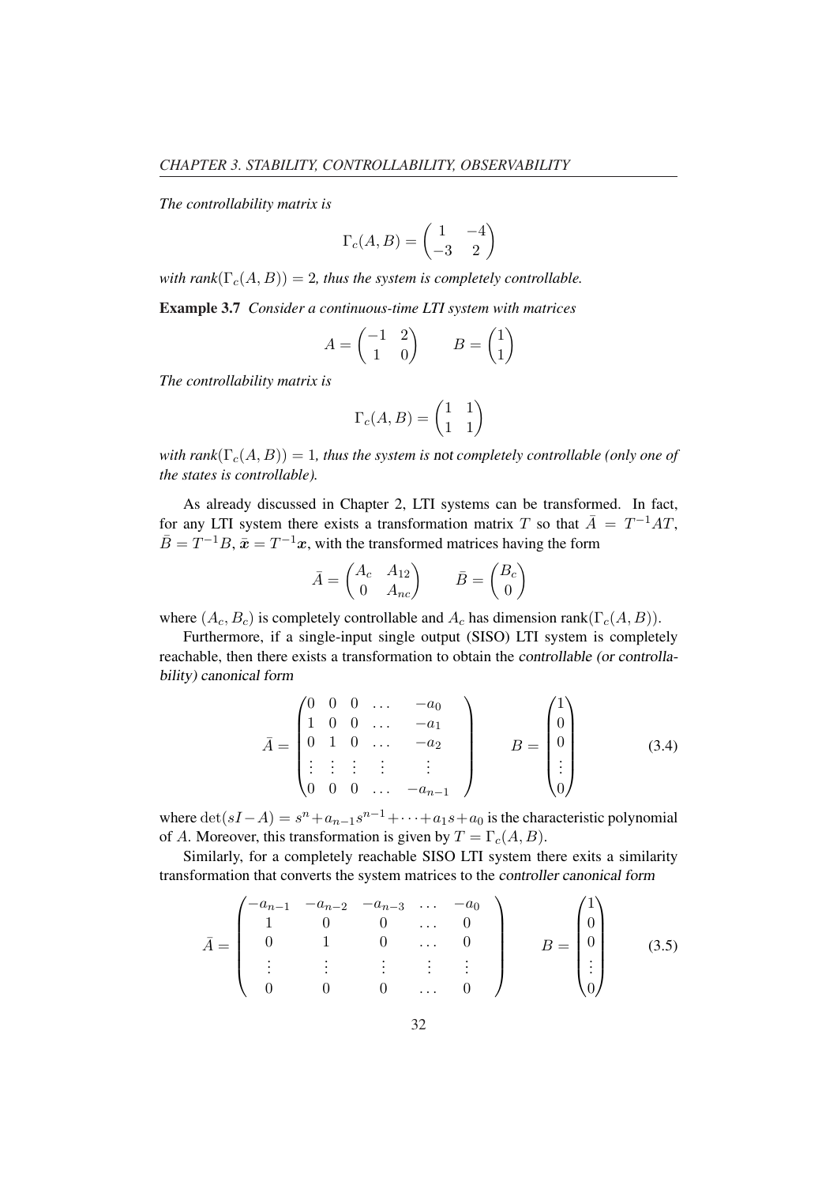*The controllability matrix is*

$$\Gamma_c(A, B) = \begin{pmatrix} 1 & -4 \\ -3 & 2 \end{pmatrix}$$

*with rank*$(\Gamma_c(A, B)) = 2$*, thus the system is completely controllable.*

**Example 3.7** *Consider a continuous-time LTI system with matrices*

$$A = \begin{pmatrix} -1 & 2 \\ 1 & 0 \end{pmatrix} \qquad B = \begin{pmatrix} 1 \\ 1 \end{pmatrix}$$

*The controllability matrix is*

$$\Gamma_c(A, B) = \begin{pmatrix} 1 & 1 \\ 1 & 1 \end{pmatrix}$$

*with rank*$(\Gamma_c(A, B)) = 1$*, thus the system is* not *completely controllable (only one of the states is controllable).*

As already discussed in Chapter 2, LTI systems can be transformed. In fact, for any LTI system there exists a transformation matrix $T$ so that $\bar{A} = T^{-1}AT$, $\bar{B} = T^{-1}B$, $\bar{\boldsymbol{x}} = T^{-1}\boldsymbol{x}$, with the transformed matrices having the form

$$\bar{A} = \begin{pmatrix} A_c & A_{12} \\ 0 & A_{nc} \end{pmatrix} \qquad \bar{B} = \begin{pmatrix} B_c \\ 0 \end{pmatrix}$$

where $(A_c, B_c)$ is completely controllable and $A_c$ has dimension rank$(\Gamma_c(A, B))$.

Furthermore, if a single-input single output (SISO) LTI system is completely reachable, then there exists a transformation to obtain the *controllable (or controllability) canonical form*

$$\bar{A} = \begin{pmatrix} 0 & 0 & 0 & \dots & -a_0 \\ 1 & 0 & 0 & \dots & -a_1 \\ 0 & 1 & 0 & \dots & -a_2 \\ \vdots & \vdots & \vdots & \vdots & \vdots \\ 0 & 0 & 0 & \dots & -a_{n-1} \end{pmatrix} \qquad B = \begin{pmatrix} 1 \\ 0 \\ 0 \\ \vdots \\ 0 \end{pmatrix} \tag{3.4}$$

where $\det(sI - A) = s^n + a_{n-1}s^{n-1} + \dots + a_1 s + a_0$ is the characteristic polynomial of $A$. Moreover, this transformation is given by $T = \Gamma_c(A, B)$.

Similarly, for a completely reachable SISO LTI system there exits a similarity transformation that converts the system matrices to the *controller canonical form*

$$\bar{A} = \begin{pmatrix} -a_{n-1} & -a_{n-2} & -a_{n-3} & \dots & -a_0 \\ 1 & 0 & 0 & \dots & 0 \\ 0 & 1 & 0 & \dots & 0 \\ \vdots & \vdots & \vdots & \vdots & \vdots \\ 0 & 0 & 0 & \dots & 0 \end{pmatrix} \qquad B = \begin{pmatrix} 1 \\ 0 \\ 0 \\ \vdots \\ 0 \end{pmatrix} \tag{3.5}$$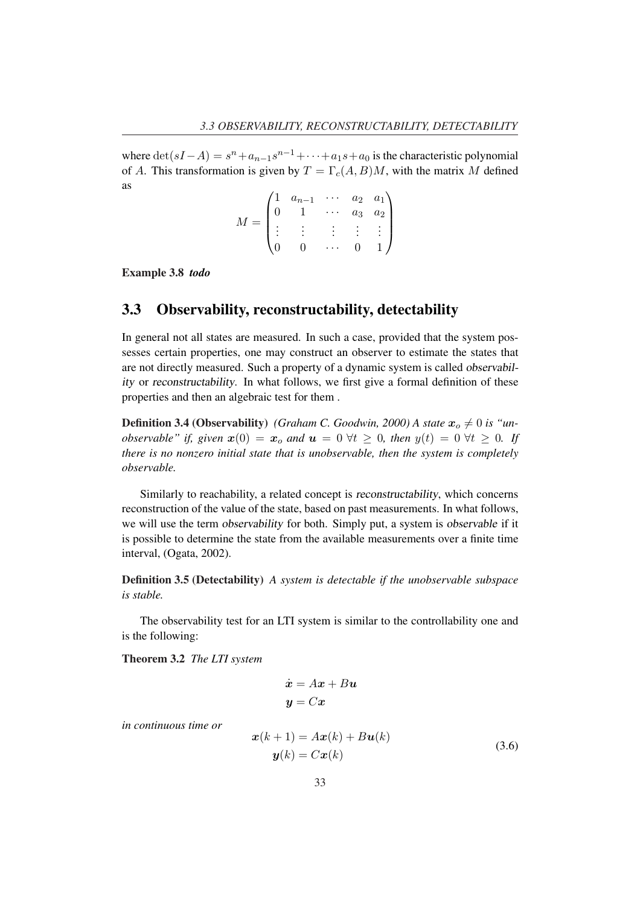where $\det(sI - A) = s^n + a_{n-1}s^{n-1} + \cdots + a_1 s + a_0$ is the characteristic polynomial of $A$. This transformation is given by $T = \Gamma_c(A, B)M$, with the matrix $M$ defined as

$$M = \begin{pmatrix} 1 & a_{n-1} & \cdots & a_2 & a_1 \\ 0 & 1 & \cdots & a_3 & a_2 \\ \vdots & \vdots & \vdots & \vdots & \vdots \\ 0 & 0 & \cdots & 0 & 1 \end{pmatrix}$$

**Example 3.8** ***todo***

## 3.3 Observability, reconstructability, detectability

In general not all states are measured. In such a case, provided that the system possesses certain properties, one may construct an observer to estimate the states that are not directly measured. Such a property of a dynamic system is called *observability* or *reconstructability*. In what follows, we first give a formal definition of these properties and then an algebraic test for them .

**Definition 3.4 (Observability)** *(Graham C. Goodwin, 2000) A state $\boldsymbol{x}_o \neq 0$ is "unobservable" if, given $\boldsymbol{x}(0) = \boldsymbol{x}_o$ and $\boldsymbol{u} = 0\ \forall t \geq 0$, then $y(t) = 0\ \forall t \geq 0$. If there is no nonzero initial state that is unobservable, then the system is completely observable.*

Similarly to reachability, a related concept is *reconstructability*, which concerns reconstruction of the value of the state, based on past measurements. In what follows, we will use the term *observability* for both. Simply put, a system is *observable* if it is possible to determine the state from the available measurements over a finite time interval, (Ogata, 2002).

**Definition 3.5 (Detectability)** *A system is detectable if the unobservable subspace is stable.*

The observability test for an LTI system is similar to the controllability one and is the following:

**Theorem 3.2** *The LTI system*

$$\begin{aligned} \dot{\boldsymbol{x}} &= A\boldsymbol{x} + B\boldsymbol{u} \\ \boldsymbol{y} &= C\boldsymbol{x} \end{aligned}$$

*in continuous time or*

$$\begin{aligned} \boldsymbol{x}(k+1) &= A\boldsymbol{x}(k) + B\boldsymbol{u}(k) \\ \boldsymbol{y}(k) &= C\boldsymbol{x}(k) \end{aligned} \tag{3.6}$$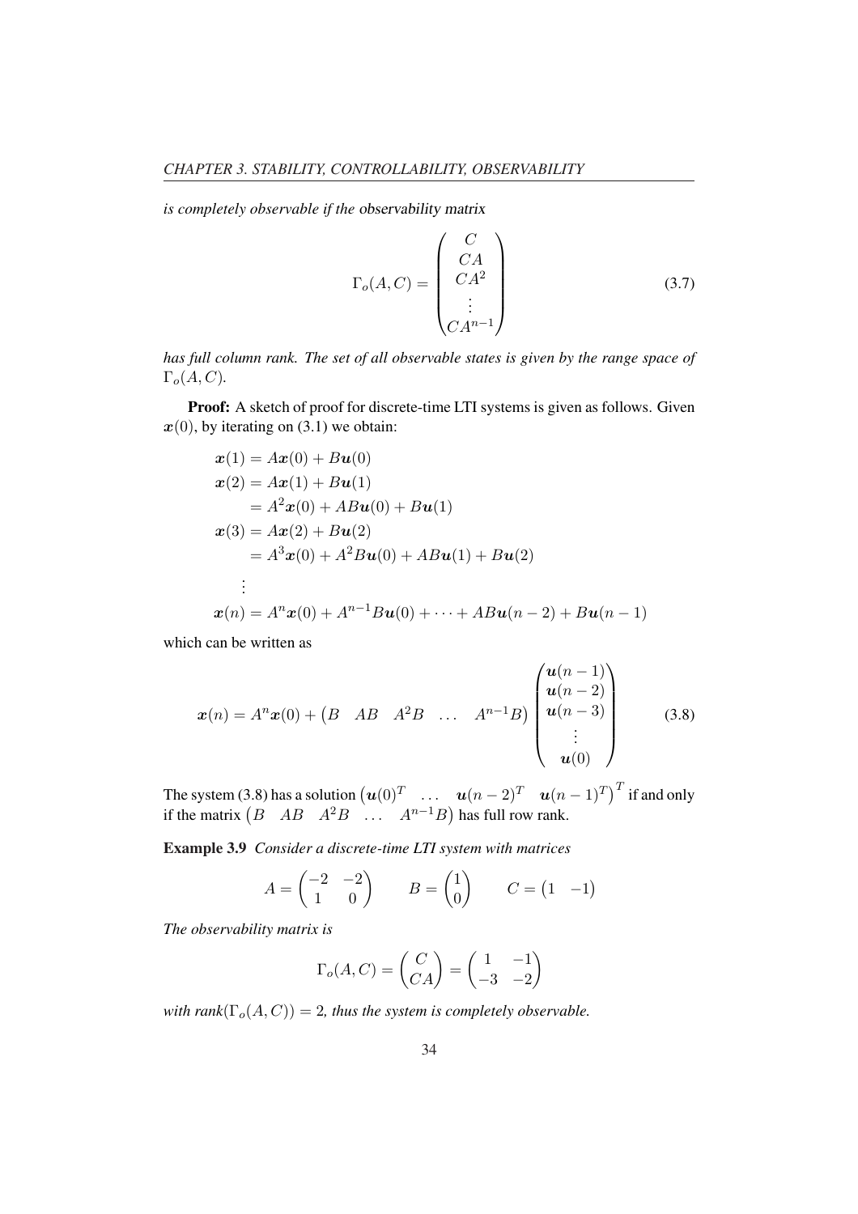*is completely observable if the* observability matrix

$$\Gamma_o(A, C) = \begin{pmatrix} C \\ CA \\ CA^2 \\ \vdots \\ CA^{n-1} \end{pmatrix} \tag{3.7}$$

*has full column rank. The set of all observable states is given by the range space of* $\Gamma_o(A, C)$.

**Proof:** A sketch of proof for discrete-time LTI systems is given as follows. Given $\boldsymbol{x}(0)$, by iterating on (3.1) we obtain:

$$\begin{aligned}
\boldsymbol{x}(1) &= A\boldsymbol{x}(0) + B\boldsymbol{u}(0) \\
\boldsymbol{x}(2) &= A\boldsymbol{x}(1) + B\boldsymbol{u}(1) \\
&= A^2\boldsymbol{x}(0) + AB\boldsymbol{u}(0) + B\boldsymbol{u}(1) \\
\boldsymbol{x}(3) &= A\boldsymbol{x}(2) + B\boldsymbol{u}(2) \\
&= A^3\boldsymbol{x}(0) + A^2B\boldsymbol{u}(0) + AB\boldsymbol{u}(1) + B\boldsymbol{u}(2) \\
&\vdots \\
\boldsymbol{x}(n) &= A^n\boldsymbol{x}(0) + A^{n-1}B\boldsymbol{u}(0) + \cdots + AB\boldsymbol{u}(n-2) + B\boldsymbol{u}(n-1)
\end{aligned}$$

which can be written as

$$\boldsymbol{x}(n) = A^n\boldsymbol{x}(0) + \begin{pmatrix} B & AB & A^2B & \dots & A^{n-1}B \end{pmatrix} \begin{pmatrix} \boldsymbol{u}(n-1) \\ \boldsymbol{u}(n-2) \\ \boldsymbol{u}(n-3) \\ \vdots \\ \boldsymbol{u}(0) \end{pmatrix} \tag{3.8}$$

The system (3.8) has a solution $\begin{pmatrix} \boldsymbol{u}(0)^T & \dots & \boldsymbol{u}(n-2)^T & \boldsymbol{u}(n-1)^T \end{pmatrix}^T$ if and only if the matrix $\begin{pmatrix} B & AB & A^2B & \dots & A^{n-1}B \end{pmatrix}$ has full row rank.

**Example 3.9** *Consider a discrete-time LTI system with matrices*

$$A = \begin{pmatrix} -2 & -2 \\ 1 & 0 \end{pmatrix} \qquad B = \begin{pmatrix} 1 \\ 0 \end{pmatrix} \qquad C = \begin{pmatrix} 1 & -1 \end{pmatrix}$$

*The observability matrix is*

$$\Gamma_o(A, C) = \begin{pmatrix} C \\ CA \end{pmatrix} = \begin{pmatrix} 1 & -1 \\ -3 & -2 \end{pmatrix}$$

*with rank*$(\Gamma_o(A, C)) = 2$*, thus the system is completely observable.*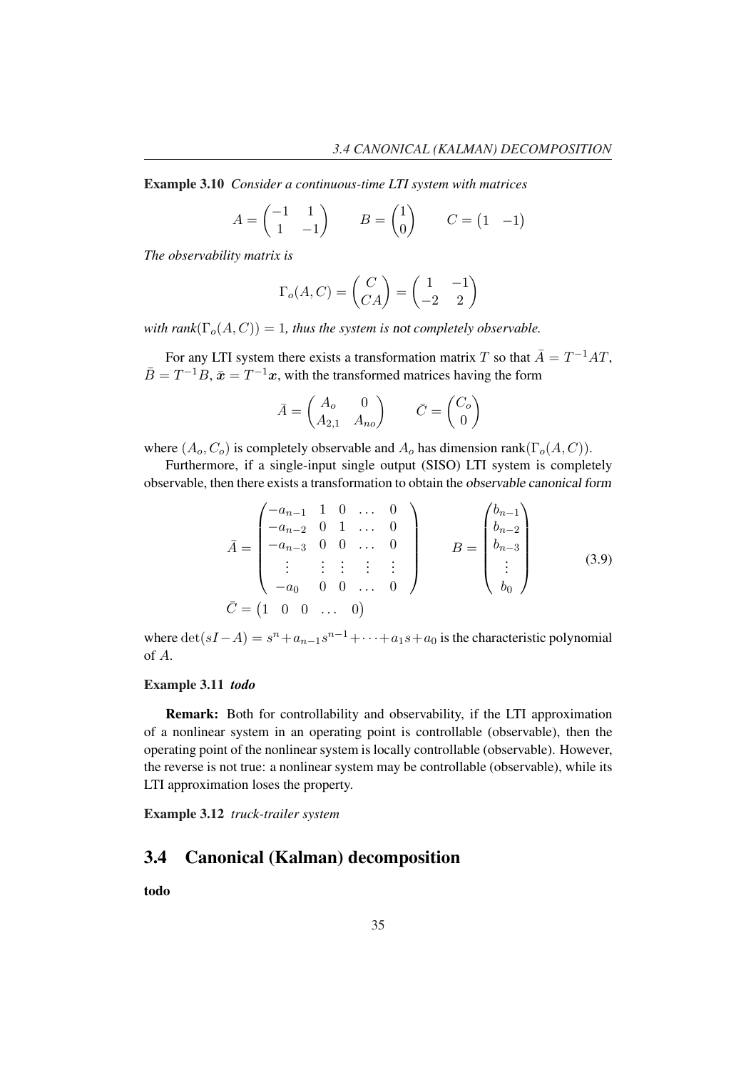**Example 3.10** *Consider a continuous-time LTI system with matrices*

$$A = \begin{pmatrix} -1 & 1 \\ 1 & -1 \end{pmatrix} \qquad B = \begin{pmatrix} 1 \\ 0 \end{pmatrix} \qquad C = \begin{pmatrix} 1 & -1 \end{pmatrix}$$

*The observability matrix is*

$$\Gamma_o(A, C) = \begin{pmatrix} C \\ CA \end{pmatrix} = \begin{pmatrix} 1 & -1 \\ -2 & 2 \end{pmatrix}$$

*with rank*$(\Gamma_o(A, C)) = 1$*, thus the system is* not *completely observable.*

For any LTI system there exists a transformation matrix $T$ so that $\bar{A} = T^{-1}AT$, $\bar{B} = T^{-1}B$, $\bar{\boldsymbol{x}} = T^{-1}\boldsymbol{x}$, with the transformed matrices having the form

$$\bar{A} = \begin{pmatrix} A_o & 0 \\ A_{2,1} & A_{no} \end{pmatrix} \qquad \bar{C} = \begin{pmatrix} C_o \\ 0 \end{pmatrix}$$

where $(A_o, C_o)$ is completely observable and $A_o$ has dimension rank$(\Gamma_o(A, C))$.

Furthermore, if a single-input single output (SISO) LTI system is completely observable, then there exists a transformation to obtain the *observable canonical form*

$$\bar{A} = \begin{pmatrix} -a_{n-1} & 1 & 0 & \dots & 0 \\ -a_{n-2} & 0 & 1 & \dots & 0 \\ -a_{n-3} & 0 & 0 & \dots & 0 \\ \vdots & \vdots & \vdots & \vdots & \vdots \\ -a_0 & 0 & 0 & \dots & 0 \end{pmatrix} \qquad B = \begin{pmatrix} b_{n-1} \\ b_{n-2} \\ b_{n-3} \\ \vdots \\ b_0 \end{pmatrix} \tag{3.9}$$

$$\bar{C} = \begin{pmatrix} 1 & 0 & 0 & \dots & 0 \end{pmatrix}$$

where $\det(sI - A) = s^n + a_{n-1}s^{n-1} + \dots + a_1 s + a_0$ is the characteristic polynomial of $A$.

**Example 3.11** ***todo***

**Remark:** Both for controllability and observability, if the LTI approximation of a nonlinear system in an operating point is controllable (observable), then the operating point of the nonlinear system is locally controllable (observable). However, the reverse is not true: a nonlinear system may be controllable (observable), while its LTI approximation loses the property.

**Example 3.12** *truck-trailer system*

## 3.4 Canonical (Kalman) decomposition

**todo**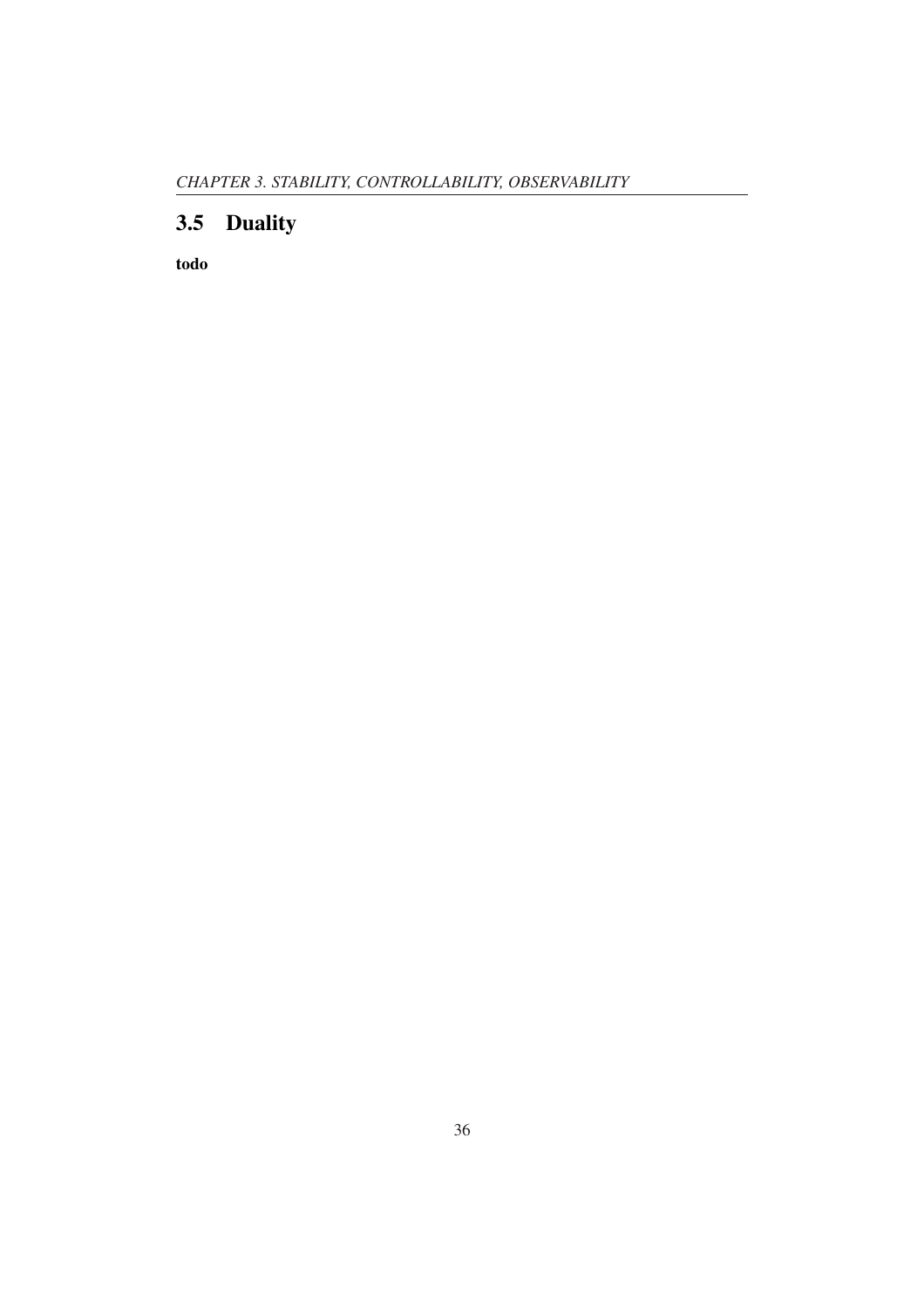## 3.5 Duality

**todo**